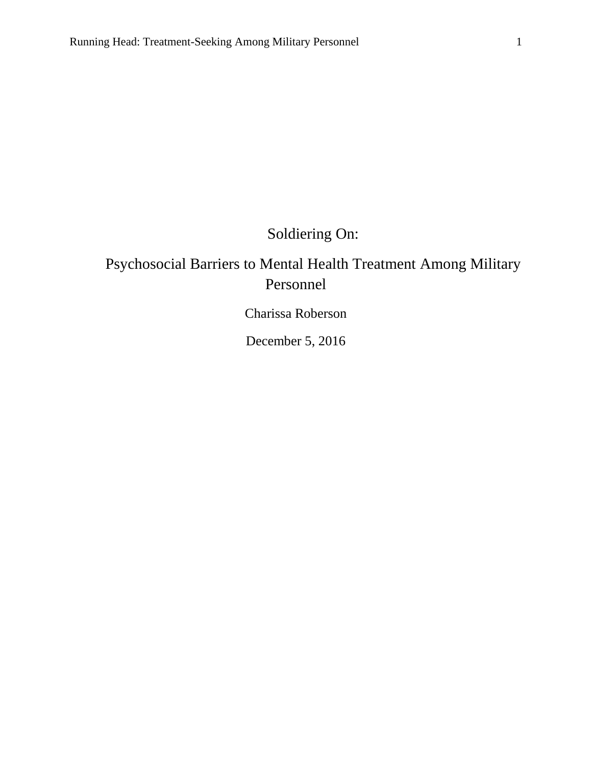# Soldiering On:

# Psychosocial Barriers to Mental Health Treatment Among Military Personnel

Charissa Roberson

December 5, 2016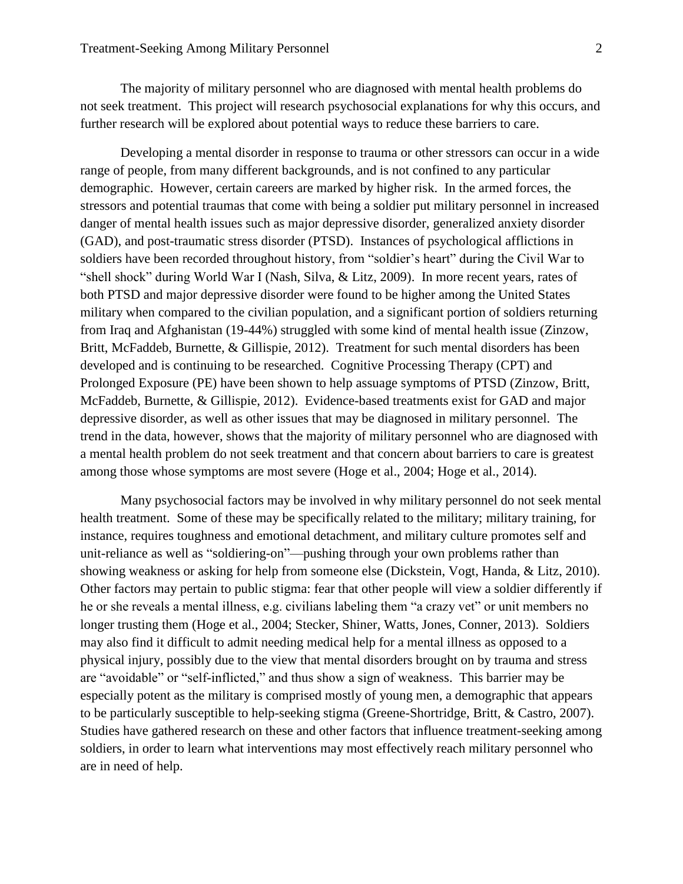The majority of military personnel who are diagnosed with mental health problems do not seek treatment. This project will research psychosocial explanations for why this occurs, and further research will be explored about potential ways to reduce these barriers to care.

Developing a mental disorder in response to trauma or other stressors can occur in a wide range of people, from many different backgrounds, and is not confined to any particular demographic. However, certain careers are marked by higher risk. In the armed forces, the stressors and potential traumas that come with being a soldier put military personnel in increased danger of mental health issues such as major depressive disorder, generalized anxiety disorder (GAD), and post-traumatic stress disorder (PTSD). Instances of psychological afflictions in soldiers have been recorded throughout history, from "soldier's heart" during the Civil War to "shell shock" during World War I (Nash, Silva, & Litz, 2009). In more recent years, rates of both PTSD and major depressive disorder were found to be higher among the United States military when compared to the civilian population, and a significant portion of soldiers returning from Iraq and Afghanistan (19-44%) struggled with some kind of mental health issue (Zinzow, Britt, McFaddeb, Burnette, & Gillispie, 2012). Treatment for such mental disorders has been developed and is continuing to be researched. Cognitive Processing Therapy (CPT) and Prolonged Exposure (PE) have been shown to help assuage symptoms of PTSD (Zinzow, Britt, McFaddeb, Burnette, & Gillispie, 2012). Evidence-based treatments exist for GAD and major depressive disorder, as well as other issues that may be diagnosed in military personnel. The trend in the data, however, shows that the majority of military personnel who are diagnosed with a mental health problem do not seek treatment and that concern about barriers to care is greatest among those whose symptoms are most severe (Hoge et al., 2004; Hoge et al., 2014).

Many psychosocial factors may be involved in why military personnel do not seek mental health treatment. Some of these may be specifically related to the military; military training, for instance, requires toughness and emotional detachment, and military culture promotes self and unit-reliance as well as "soldiering-on"—pushing through your own problems rather than showing weakness or asking for help from someone else (Dickstein, Vogt, Handa, & Litz, 2010). Other factors may pertain to public stigma: fear that other people will view a soldier differently if he or she reveals a mental illness, e.g. civilians labeling them "a crazy vet" or unit members no longer trusting them (Hoge et al., 2004; Stecker, Shiner, Watts, Jones, Conner, 2013). Soldiers may also find it difficult to admit needing medical help for a mental illness as opposed to a physical injury, possibly due to the view that mental disorders brought on by trauma and stress are "avoidable" or "self-inflicted," and thus show a sign of weakness. This barrier may be especially potent as the military is comprised mostly of young men, a demographic that appears to be particularly susceptible to help-seeking stigma (Greene-Shortridge, Britt, & Castro, 2007). Studies have gathered research on these and other factors that influence treatment-seeking among soldiers, in order to learn what interventions may most effectively reach military personnel who are in need of help.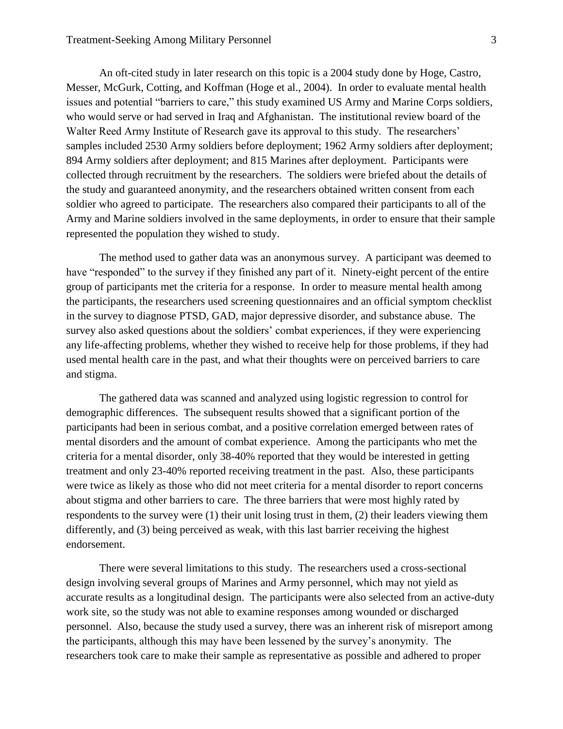An oft-cited study in later research on this topic is a 2004 study done by Hoge, Castro, Messer, McGurk, Cotting, and Koffman (Hoge et al., 2004). In order to evaluate mental health issues and potential "barriers to care," this study examined US Army and Marine Corps soldiers, who would serve or had served in Iraq and Afghanistan. The institutional review board of the Walter Reed Army Institute of Research gave its approval to this study. The researchers' samples included 2530 Army soldiers before deployment; 1962 Army soldiers after deployment; 894 Army soldiers after deployment; and 815 Marines after deployment. Participants were collected through recruitment by the researchers. The soldiers were briefed about the details of the study and guaranteed anonymity, and the researchers obtained written consent from each soldier who agreed to participate. The researchers also compared their participants to all of the Army and Marine soldiers involved in the same deployments, in order to ensure that their sample represented the population they wished to study.

The method used to gather data was an anonymous survey. A participant was deemed to have "responded" to the survey if they finished any part of it. Ninety-eight percent of the entire group of participants met the criteria for a response. In order to measure mental health among the participants, the researchers used screening questionnaires and an official symptom checklist in the survey to diagnose PTSD, GAD, major depressive disorder, and substance abuse. The survey also asked questions about the soldiers' combat experiences, if they were experiencing any life-affecting problems, whether they wished to receive help for those problems, if they had used mental health care in the past, and what their thoughts were on perceived barriers to care and stigma.

The gathered data was scanned and analyzed using logistic regression to control for demographic differences. The subsequent results showed that a significant portion of the participants had been in serious combat, and a positive correlation emerged between rates of mental disorders and the amount of combat experience. Among the participants who met the criteria for a mental disorder, only 38-40% reported that they would be interested in getting treatment and only 23-40% reported receiving treatment in the past. Also, these participants were twice as likely as those who did not meet criteria for a mental disorder to report concerns about stigma and other barriers to care. The three barriers that were most highly rated by respondents to the survey were (1) their unit losing trust in them, (2) their leaders viewing them differently, and (3) being perceived as weak, with this last barrier receiving the highest endorsement.

There were several limitations to this study. The researchers used a cross-sectional design involving several groups of Marines and Army personnel, which may not yield as accurate results as a longitudinal design. The participants were also selected from an active-duty work site, so the study was not able to examine responses among wounded or discharged personnel. Also, because the study used a survey, there was an inherent risk of misreport among the participants, although this may have been lessened by the survey's anonymity. The researchers took care to make their sample as representative as possible and adhered to proper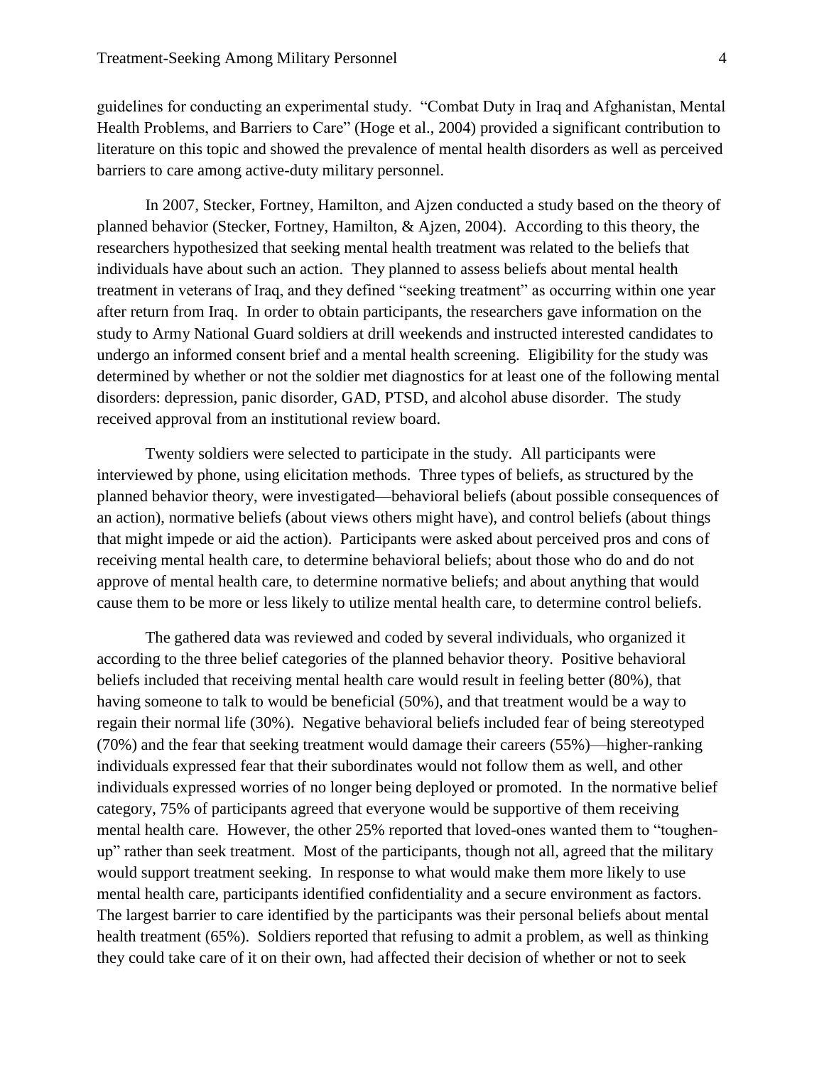guidelines for conducting an experimental study. "Combat Duty in Iraq and Afghanistan, Mental Health Problems, and Barriers to Care" (Hoge et al., 2004) provided a significant contribution to literature on this topic and showed the prevalence of mental health disorders as well as perceived barriers to care among active-duty military personnel.

In 2007, Stecker, Fortney, Hamilton, and Ajzen conducted a study based on the theory of planned behavior (Stecker, Fortney, Hamilton, & Ajzen, 2004). According to this theory, the researchers hypothesized that seeking mental health treatment was related to the beliefs that individuals have about such an action. They planned to assess beliefs about mental health treatment in veterans of Iraq, and they defined "seeking treatment" as occurring within one year after return from Iraq. In order to obtain participants, the researchers gave information on the study to Army National Guard soldiers at drill weekends and instructed interested candidates to undergo an informed consent brief and a mental health screening. Eligibility for the study was determined by whether or not the soldier met diagnostics for at least one of the following mental disorders: depression, panic disorder, GAD, PTSD, and alcohol abuse disorder. The study received approval from an institutional review board.

Twenty soldiers were selected to participate in the study. All participants were interviewed by phone, using elicitation methods. Three types of beliefs, as structured by the planned behavior theory, were investigated—behavioral beliefs (about possible consequences of an action), normative beliefs (about views others might have), and control beliefs (about things that might impede or aid the action). Participants were asked about perceived pros and cons of receiving mental health care, to determine behavioral beliefs; about those who do and do not approve of mental health care, to determine normative beliefs; and about anything that would cause them to be more or less likely to utilize mental health care, to determine control beliefs.

The gathered data was reviewed and coded by several individuals, who organized it according to the three belief categories of the planned behavior theory. Positive behavioral beliefs included that receiving mental health care would result in feeling better (80%), that having someone to talk to would be beneficial (50%), and that treatment would be a way to regain their normal life (30%). Negative behavioral beliefs included fear of being stereotyped (70%) and the fear that seeking treatment would damage their careers (55%)—higher-ranking individuals expressed fear that their subordinates would not follow them as well, and other individuals expressed worries of no longer being deployed or promoted. In the normative belief category, 75% of participants agreed that everyone would be supportive of them receiving mental health care. However, the other 25% reported that loved-ones wanted them to "toughen-up" rather than seek treatment. Most of the participants, though not all, agreed that the military would support treatment seeking. In response to what would make them more likely to use mental health care, participants identified confidentiality and a secure environment as factors. The largest barrier to care identified by the participants was their personal beliefs about mental health treatment (65%). Soldiers reported that refusing to admit a problem, as well as thinking they could take care of it on their own, had affected their decision of whether or not to seek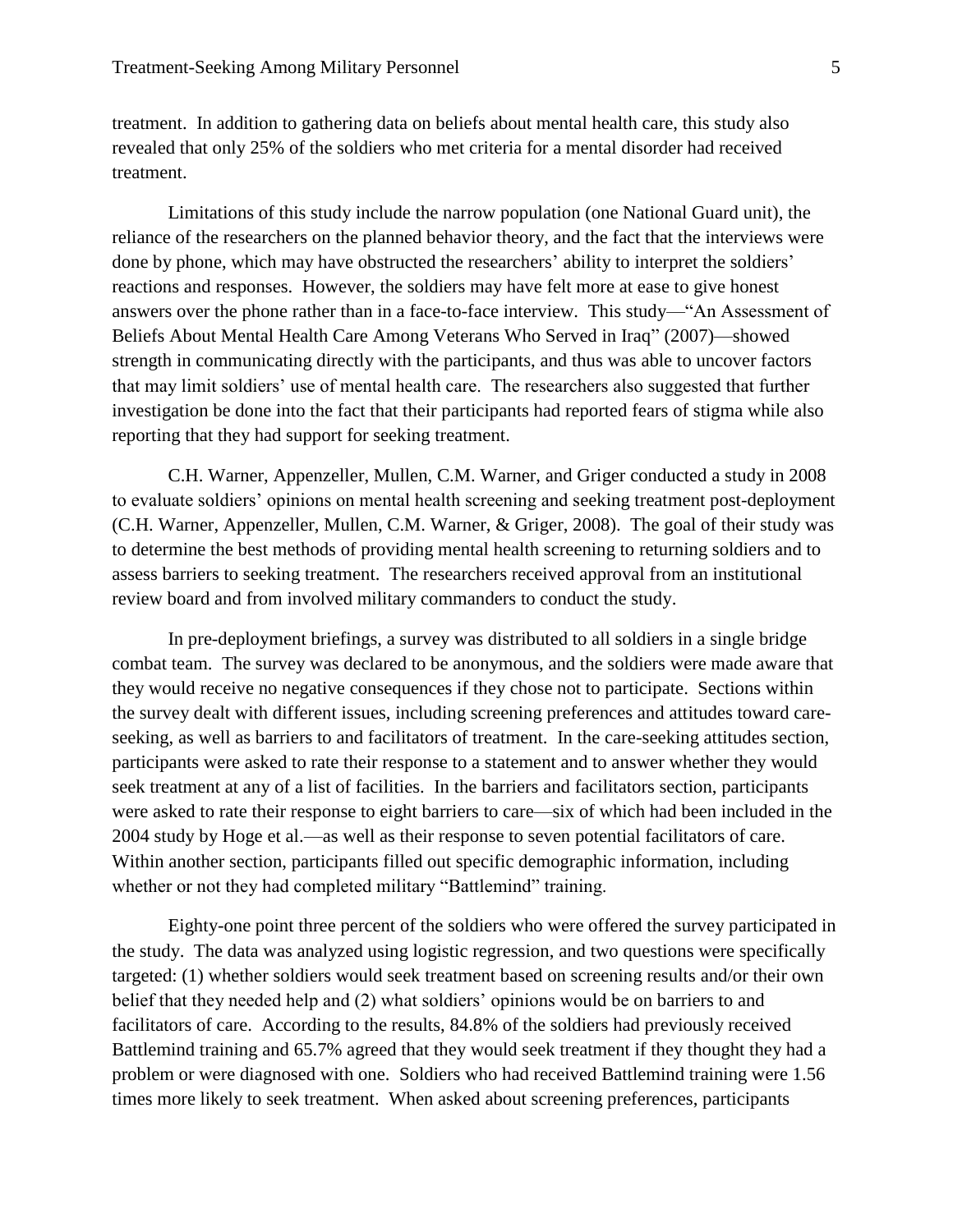treatment. In addition to gathering data on beliefs about mental health care, this study also revealed that only 25% of the soldiers who met criteria for a mental disorder had received treatment.

Limitations of this study include the narrow population (one National Guard unit), the reliance of the researchers on the planned behavior theory, and the fact that the interviews were done by phone, which may have obstructed the researchers' ability to interpret the soldiers' reactions and responses. However, the soldiers may have felt more at ease to give honest answers over the phone rather than in a face-to-face interview. This study—"An Assessment of Beliefs About Mental Health Care Among Veterans Who Served in Iraq" (2007)—showed strength in communicating directly with the participants, and thus was able to uncover factors that may limit soldiers' use of mental health care. The researchers also suggested that further investigation be done into the fact that their participants had reported fears of stigma while also reporting that they had support for seeking treatment.

C.H. Warner, Appenzeller, Mullen, C.M. Warner, and Griger conducted a study in 2008 to evaluate soldiers' opinions on mental health screening and seeking treatment post-deployment (C.H. Warner, Appenzeller, Mullen, C.M. Warner, & Griger, 2008). The goal of their study was to determine the best methods of providing mental health screening to returning soldiers and to assess barriers to seeking treatment. The researchers received approval from an institutional review board and from involved military commanders to conduct the study.

In pre-deployment briefings, a survey was distributed to all soldiers in a single bridge combat team. The survey was declared to be anonymous, and the soldiers were made aware that they would receive no negative consequences if they chose not to participate. Sections within the survey dealt with different issues, including screening preferences and attitudes toward care-seeking, as well as barriers to and facilitators of treatment. In the care-seeking attitudes section, participants were asked to rate their response to a statement and to answer whether they would seek treatment at any of a list of facilities. In the barriers and facilitators section, participants were asked to rate their response to eight barriers to care—six of which had been included in the 2004 study by Hoge et al.—as well as their response to seven potential facilitators of care. Within another section, participants filled out specific demographic information, including whether or not they had completed military "Battlemind" training.

Eighty-one point three percent of the soldiers who were offered the survey participated in the study. The data was analyzed using logistic regression, and two questions were specifically targeted: (1) whether soldiers would seek treatment based on screening results and/or their own belief that they needed help and (2) what soldiers' opinions would be on barriers to and facilitators of care. According to the results, 84.8% of the soldiers had previously received Battlemind training and 65.7% agreed that they would seek treatment if they thought they had a problem or were diagnosed with one. Soldiers who had received Battlemind training were 1.56 times more likely to seek treatment. When asked about screening preferences, participants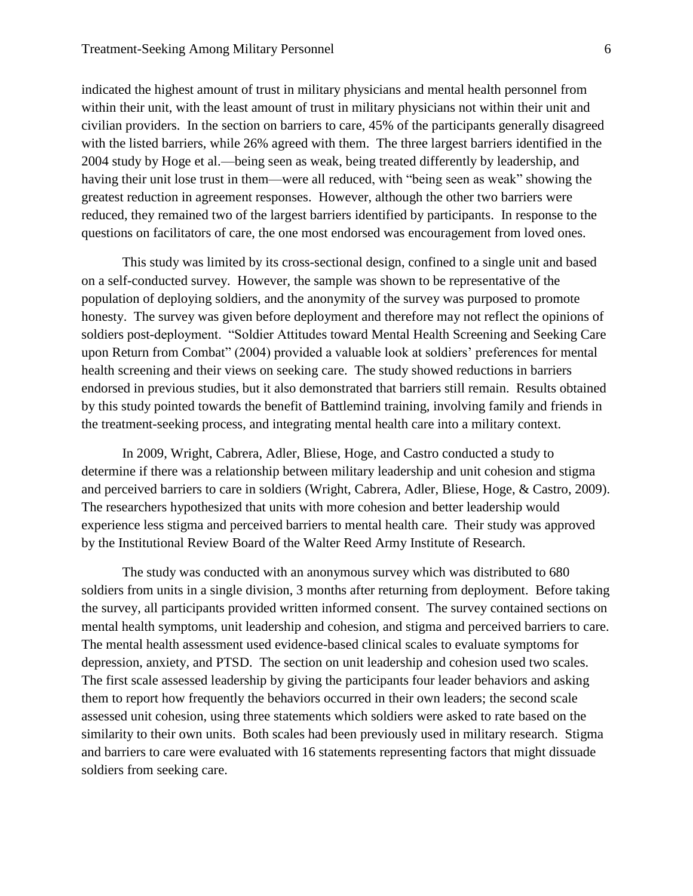indicated the highest amount of trust in military physicians and mental health personnel from within their unit, with the least amount of trust in military physicians not within their unit and civilian providers. In the section on barriers to care, 45% of the participants generally disagreed with the listed barriers, while 26% agreed with them. The three largest barriers identified in the 2004 study by Hoge et al.—being seen as weak, being treated differently by leadership, and having their unit lose trust in them—were all reduced, with "being seen as weak" showing the greatest reduction in agreement responses. However, although the other two barriers were reduced, they remained two of the largest barriers identified by participants. In response to the questions on facilitators of care, the one most endorsed was encouragement from loved ones.

This study was limited by its cross-sectional design, confined to a single unit and based on a self-conducted survey. However, the sample was shown to be representative of the population of deploying soldiers, and the anonymity of the survey was purposed to promote honesty. The survey was given before deployment and therefore may not reflect the opinions of soldiers post-deployment. "Soldier Attitudes toward Mental Health Screening and Seeking Care upon Return from Combat" (2004) provided a valuable look at soldiers' preferences for mental health screening and their views on seeking care. The study showed reductions in barriers endorsed in previous studies, but it also demonstrated that barriers still remain. Results obtained by this study pointed towards the benefit of Battlemind training, involving family and friends in the treatment-seeking process, and integrating mental health care into a military context.

In 2009, Wright, Cabrera, Adler, Bliese, Hoge, and Castro conducted a study to determine if there was a relationship between military leadership and unit cohesion and stigma and perceived barriers to care in soldiers (Wright, Cabrera, Adler, Bliese, Hoge, & Castro, 2009). The researchers hypothesized that units with more cohesion and better leadership would experience less stigma and perceived barriers to mental health care. Their study was approved by the Institutional Review Board of the Walter Reed Army Institute of Research.

The study was conducted with an anonymous survey which was distributed to 680 soldiers from units in a single division, 3 months after returning from deployment. Before taking the survey, all participants provided written informed consent. The survey contained sections on mental health symptoms, unit leadership and cohesion, and stigma and perceived barriers to care. The mental health assessment used evidence-based clinical scales to evaluate symptoms for depression, anxiety, and PTSD. The section on unit leadership and cohesion used two scales. The first scale assessed leadership by giving the participants four leader behaviors and asking them to report how frequently the behaviors occurred in their own leaders; the second scale assessed unit cohesion, using three statements which soldiers were asked to rate based on the similarity to their own units. Both scales had been previously used in military research. Stigma and barriers to care were evaluated with 16 statements representing factors that might dissuade soldiers from seeking care.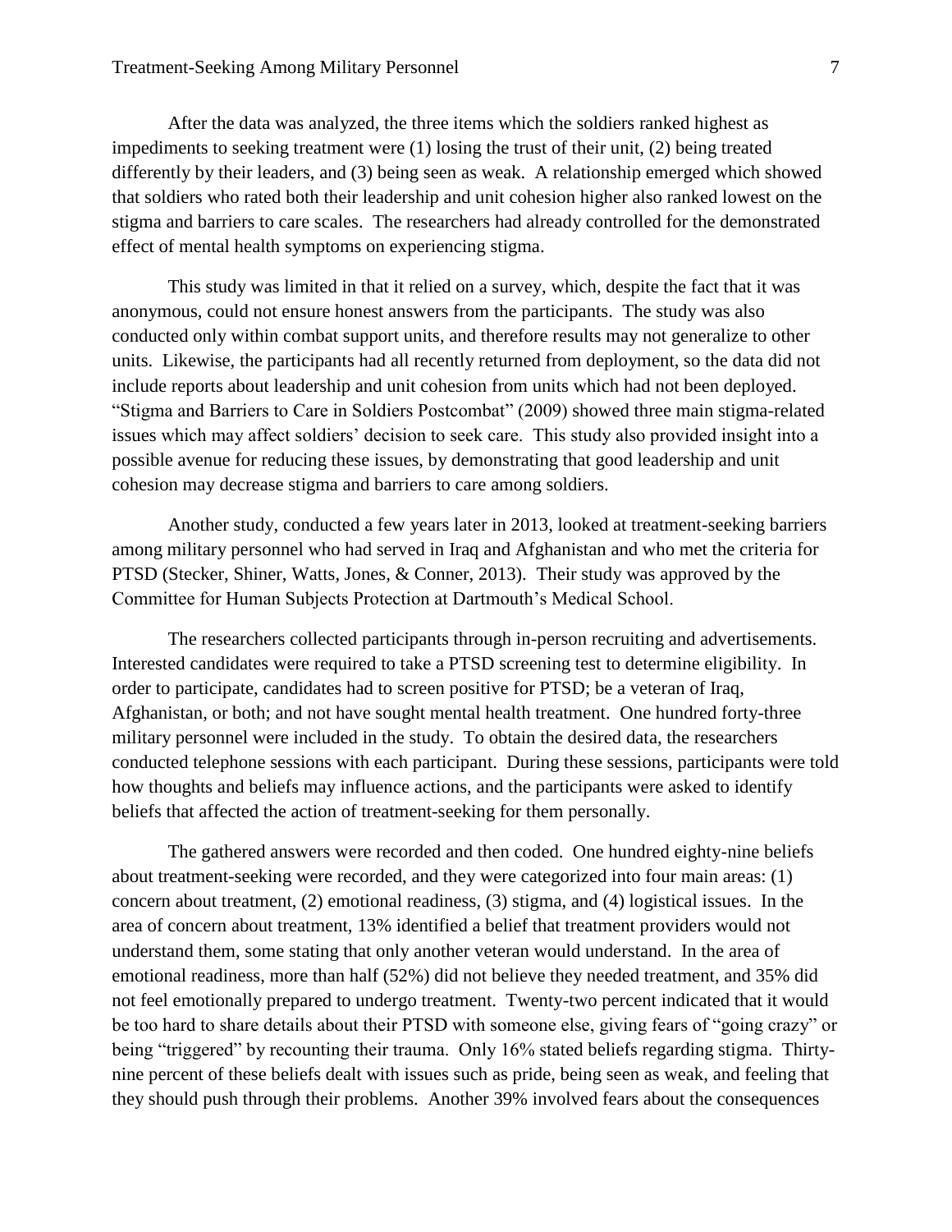After the data was analyzed, the three items which the soldiers ranked highest as impediments to seeking treatment were (1) losing the trust of their unit, (2) being treated differently by their leaders, and (3) being seen as weak. A relationship emerged which showed that soldiers who rated both their leadership and unit cohesion higher also ranked lowest on the stigma and barriers to care scales. The researchers had already controlled for the demonstrated effect of mental health symptoms on experiencing stigma.

This study was limited in that it relied on a survey, which, despite the fact that it was anonymous, could not ensure honest answers from the participants. The study was also conducted only within combat support units, and therefore results may not generalize to other units. Likewise, the participants had all recently returned from deployment, so the data did not include reports about leadership and unit cohesion from units which had not been deployed. "Stigma and Barriers to Care in Soldiers Postcombat" (2009) showed three main stigma-related issues which may affect soldiers' decision to seek care. This study also provided insight into a possible avenue for reducing these issues, by demonstrating that good leadership and unit cohesion may decrease stigma and barriers to care among soldiers.

Another study, conducted a few years later in 2013, looked at treatment-seeking barriers among military personnel who had served in Iraq and Afghanistan and who met the criteria for PTSD (Stecker, Shiner, Watts, Jones, & Conner, 2013). Their study was approved by the Committee for Human Subjects Protection at Dartmouth's Medical School.

The researchers collected participants through in-person recruiting and advertisements. Interested candidates were required to take a PTSD screening test to determine eligibility. In order to participate, candidates had to screen positive for PTSD; be a veteran of Iraq, Afghanistan, or both; and not have sought mental health treatment. One hundred forty-three military personnel were included in the study. To obtain the desired data, the researchers conducted telephone sessions with each participant. During these sessions, participants were told how thoughts and beliefs may influence actions, and the participants were asked to identify beliefs that affected the action of treatment-seeking for them personally.

The gathered answers were recorded and then coded. One hundred eighty-nine beliefs about treatment-seeking were recorded, and they were categorized into four main areas: (1) concern about treatment, (2) emotional readiness, (3) stigma, and (4) logistical issues. In the area of concern about treatment, 13% identified a belief that treatment providers would not understand them, some stating that only another veteran would understand. In the area of emotional readiness, more than half (52%) did not believe they needed treatment, and 35% did not feel emotionally prepared to undergo treatment. Twenty-two percent indicated that it would be too hard to share details about their PTSD with someone else, giving fears of "going crazy" or being "triggered" by recounting their trauma. Only 16% stated beliefs regarding stigma. Thirty-nine percent of these beliefs dealt with issues such as pride, being seen as weak, and feeling that they should push through their problems. Another 39% involved fears about the consequences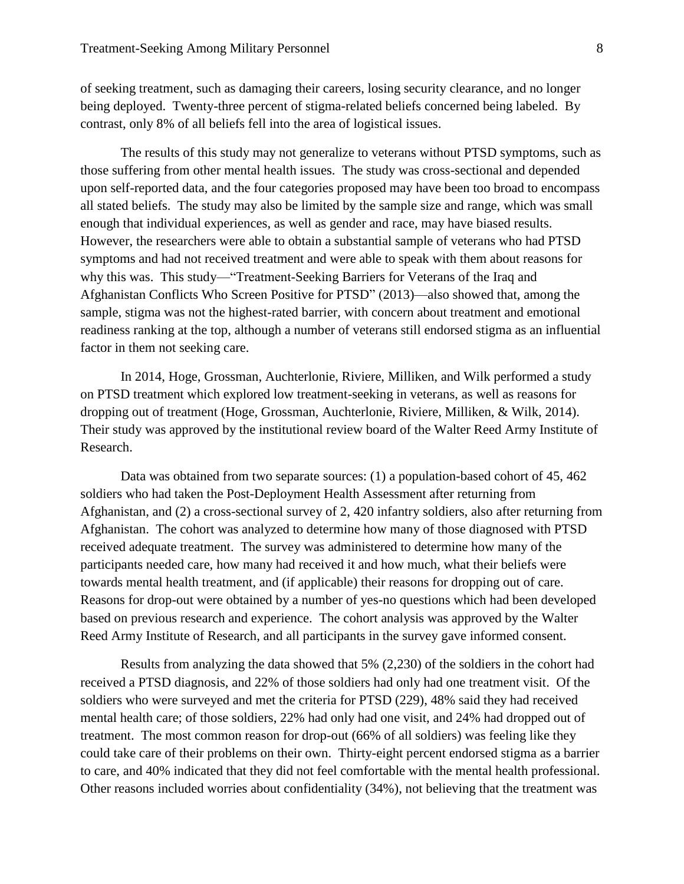of seeking treatment, such as damaging their careers, losing security clearance, and no longer being deployed. Twenty-three percent of stigma-related beliefs concerned being labeled. By contrast, only 8% of all beliefs fell into the area of logistical issues.

The results of this study may not generalize to veterans without PTSD symptoms, such as those suffering from other mental health issues. The study was cross-sectional and depended upon self-reported data, and the four categories proposed may have been too broad to encompass all stated beliefs. The study may also be limited by the sample size and range, which was small enough that individual experiences, as well as gender and race, may have biased results. However, the researchers were able to obtain a substantial sample of veterans who had PTSD symptoms and had not received treatment and were able to speak with them about reasons for why this was. This study—"Treatment-Seeking Barriers for Veterans of the Iraq and Afghanistan Conflicts Who Screen Positive for PTSD" (2013)—also showed that, among the sample, stigma was not the highest-rated barrier, with concern about treatment and emotional readiness ranking at the top, although a number of veterans still endorsed stigma as an influential factor in them not seeking care.

In 2014, Hoge, Grossman, Auchterlonie, Riviere, Milliken, and Wilk performed a study on PTSD treatment which explored low treatment-seeking in veterans, as well as reasons for dropping out of treatment (Hoge, Grossman, Auchterlonie, Riviere, Milliken, & Wilk, 2014). Their study was approved by the institutional review board of the Walter Reed Army Institute of Research.

Data was obtained from two separate sources: (1) a population-based cohort of 45, 462 soldiers who had taken the Post-Deployment Health Assessment after returning from Afghanistan, and (2) a cross-sectional survey of 2, 420 infantry soldiers, also after returning from Afghanistan. The cohort was analyzed to determine how many of those diagnosed with PTSD received adequate treatment. The survey was administered to determine how many of the participants needed care, how many had received it and how much, what their beliefs were towards mental health treatment, and (if applicable) their reasons for dropping out of care. Reasons for drop-out were obtained by a number of yes-no questions which had been developed based on previous research and experience. The cohort analysis was approved by the Walter Reed Army Institute of Research, and all participants in the survey gave informed consent.

Results from analyzing the data showed that 5% (2,230) of the soldiers in the cohort had received a PTSD diagnosis, and 22% of those soldiers had only had one treatment visit. Of the soldiers who were surveyed and met the criteria for PTSD (229), 48% said they had received mental health care; of those soldiers, 22% had only had one visit, and 24% had dropped out of treatment. The most common reason for drop-out (66% of all soldiers) was feeling like they could take care of their problems on their own. Thirty-eight percent endorsed stigma as a barrier to care, and 40% indicated that they did not feel comfortable with the mental health professional. Other reasons included worries about confidentiality (34%), not believing that the treatment was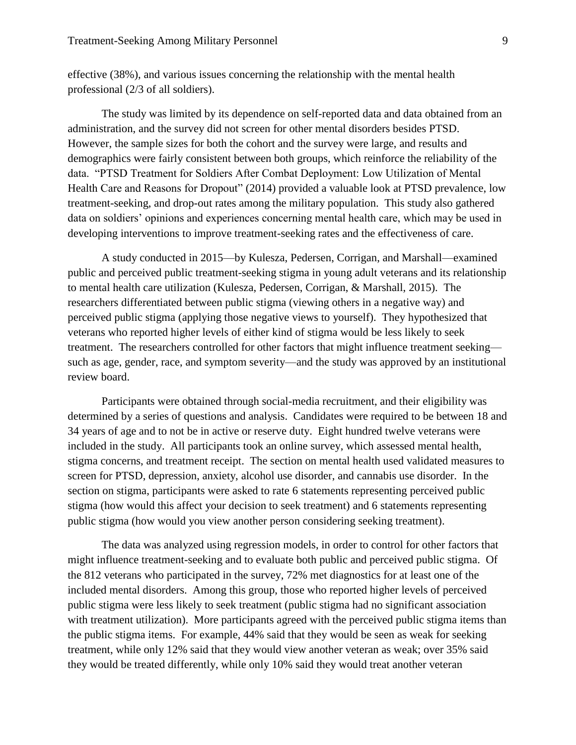effective (38%), and various issues concerning the relationship with the mental health professional (2/3 of all soldiers).

The study was limited by its dependence on self-reported data and data obtained from an administration, and the survey did not screen for other mental disorders besides PTSD. However, the sample sizes for both the cohort and the survey were large, and results and demographics were fairly consistent between both groups, which reinforce the reliability of the data. "PTSD Treatment for Soldiers After Combat Deployment: Low Utilization of Mental Health Care and Reasons for Dropout" (2014) provided a valuable look at PTSD prevalence, low treatment-seeking, and drop-out rates among the military population. This study also gathered data on soldiers' opinions and experiences concerning mental health care, which may be used in developing interventions to improve treatment-seeking rates and the effectiveness of care.

A study conducted in 2015—by Kulesza, Pedersen, Corrigan, and Marshall—examined public and perceived public treatment-seeking stigma in young adult veterans and its relationship to mental health care utilization (Kulesza, Pedersen, Corrigan, & Marshall, 2015). The researchers differentiated between public stigma (viewing others in a negative way) and perceived public stigma (applying those negative views to yourself). They hypothesized that veterans who reported higher levels of either kind of stigma would be less likely to seek treatment. The researchers controlled for other factors that might influence treatment seeking—such as age, gender, race, and symptom severity—and the study was approved by an institutional review board.

Participants were obtained through social-media recruitment, and their eligibility was determined by a series of questions and analysis. Candidates were required to be between 18 and 34 years of age and to not be in active or reserve duty. Eight hundred twelve veterans were included in the study. All participants took an online survey, which assessed mental health, stigma concerns, and treatment receipt. The section on mental health used validated measures to screen for PTSD, depression, anxiety, alcohol use disorder, and cannabis use disorder. In the section on stigma, participants were asked to rate 6 statements representing perceived public stigma (how would this affect your decision to seek treatment) and 6 statements representing public stigma (how would you view another person considering seeking treatment).

The data was analyzed using regression models, in order to control for other factors that might influence treatment-seeking and to evaluate both public and perceived public stigma. Of the 812 veterans who participated in the survey, 72% met diagnostics for at least one of the included mental disorders. Among this group, those who reported higher levels of perceived public stigma were less likely to seek treatment (public stigma had no significant association with treatment utilization). More participants agreed with the perceived public stigma items than the public stigma items. For example, 44% said that they would be seen as weak for seeking treatment, while only 12% said that they would view another veteran as weak; over 35% said they would be treated differently, while only 10% said they would treat another veteran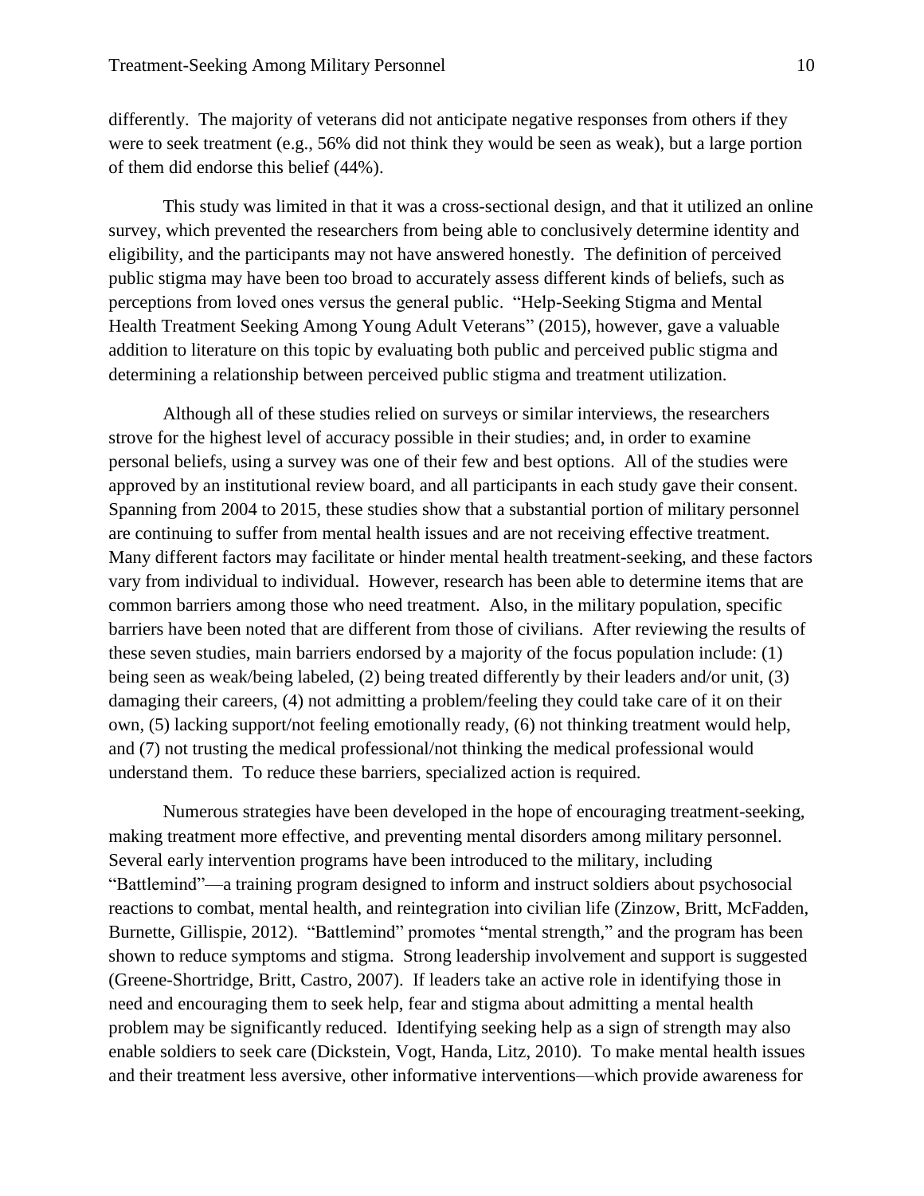differently. The majority of veterans did not anticipate negative responses from others if they were to seek treatment (e.g., 56% did not think they would be seen as weak), but a large portion of them did endorse this belief (44%).

This study was limited in that it was a cross-sectional design, and that it utilized an online survey, which prevented the researchers from being able to conclusively determine identity and eligibility, and the participants may not have answered honestly. The definition of perceived public stigma may have been too broad to accurately assess different kinds of beliefs, such as perceptions from loved ones versus the general public. "Help-Seeking Stigma and Mental Health Treatment Seeking Among Young Adult Veterans" (2015), however, gave a valuable addition to literature on this topic by evaluating both public and perceived public stigma and determining a relationship between perceived public stigma and treatment utilization.

Although all of these studies relied on surveys or similar interviews, the researchers strove for the highest level of accuracy possible in their studies; and, in order to examine personal beliefs, using a survey was one of their few and best options. All of the studies were approved by an institutional review board, and all participants in each study gave their consent. Spanning from 2004 to 2015, these studies show that a substantial portion of military personnel are continuing to suffer from mental health issues and are not receiving effective treatment. Many different factors may facilitate or hinder mental health treatment-seeking, and these factors vary from individual to individual. However, research has been able to determine items that are common barriers among those who need treatment. Also, in the military population, specific barriers have been noted that are different from those of civilians. After reviewing the results of these seven studies, main barriers endorsed by a majority of the focus population include: (1) being seen as weak/being labeled, (2) being treated differently by their leaders and/or unit, (3) damaging their careers, (4) not admitting a problem/feeling they could take care of it on their own, (5) lacking support/not feeling emotionally ready, (6) not thinking treatment would help, and (7) not trusting the medical professional/not thinking the medical professional would understand them. To reduce these barriers, specialized action is required.

Numerous strategies have been developed in the hope of encouraging treatment-seeking, making treatment more effective, and preventing mental disorders among military personnel. Several early intervention programs have been introduced to the military, including "Battlemind"—a training program designed to inform and instruct soldiers about psychosocial reactions to combat, mental health, and reintegration into civilian life (Zinzow, Britt, McFadden, Burnette, Gillispie, 2012). "Battlemind" promotes "mental strength," and the program has been shown to reduce symptoms and stigma. Strong leadership involvement and support is suggested (Greene-Shortridge, Britt, Castro, 2007). If leaders take an active role in identifying those in need and encouraging them to seek help, fear and stigma about admitting a mental health problem may be significantly reduced. Identifying seeking help as a sign of strength may also enable soldiers to seek care (Dickstein, Vogt, Handa, Litz, 2010). To make mental health issues and their treatment less aversive, other informative interventions—which provide awareness for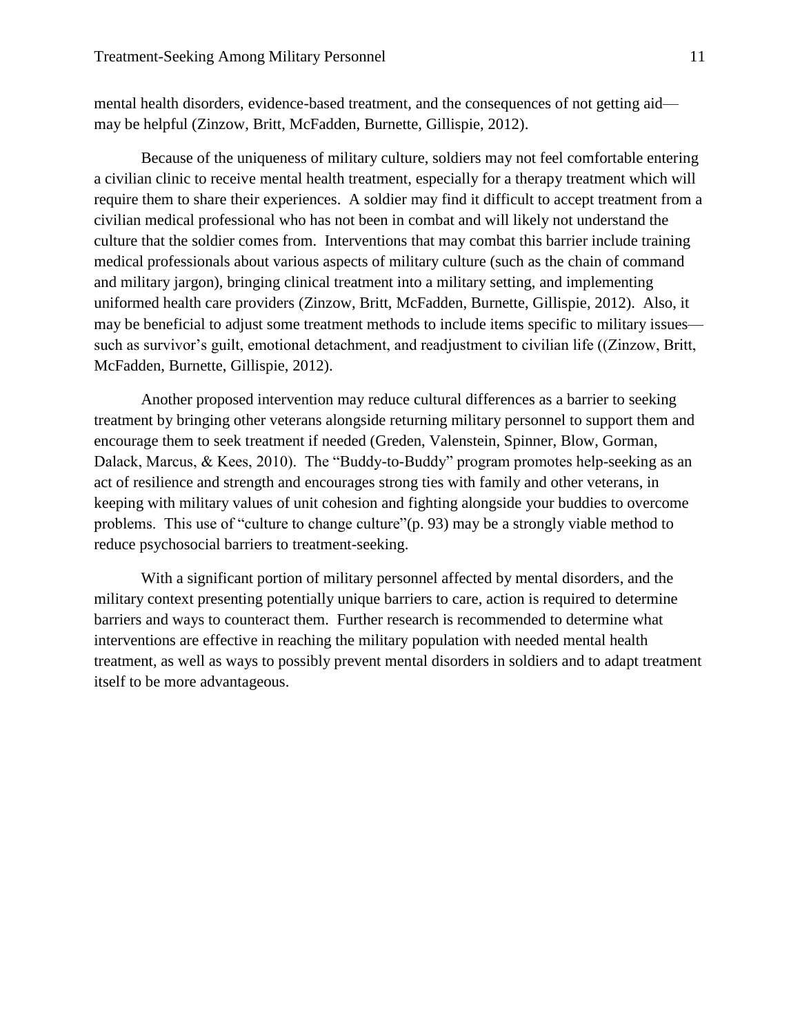mental health disorders, evidence-based treatment, and the consequences of not getting aid—may be helpful (Zinzow, Britt, McFadden, Burnette, Gillispie, 2012).

Because of the uniqueness of military culture, soldiers may not feel comfortable entering a civilian clinic to receive mental health treatment, especially for a therapy treatment which will require them to share their experiences. A soldier may find it difficult to accept treatment from a civilian medical professional who has not been in combat and will likely not understand the culture that the soldier comes from. Interventions that may combat this barrier include training medical professionals about various aspects of military culture (such as the chain of command and military jargon), bringing clinical treatment into a military setting, and implementing uniformed health care providers (Zinzow, Britt, McFadden, Burnette, Gillispie, 2012). Also, it may be beneficial to adjust some treatment methods to include items specific to military issues—such as survivor's guilt, emotional detachment, and readjustment to civilian life ((Zinzow, Britt, McFadden, Burnette, Gillispie, 2012).

Another proposed intervention may reduce cultural differences as a barrier to seeking treatment by bringing other veterans alongside returning military personnel to support them and encourage them to seek treatment if needed (Greden, Valenstein, Spinner, Blow, Gorman, Dalack, Marcus, & Kees, 2010). The "Buddy-to-Buddy" program promotes help-seeking as an act of resilience and strength and encourages strong ties with family and other veterans, in keeping with military values of unit cohesion and fighting alongside your buddies to overcome problems. This use of "culture to change culture"(p. 93) may be a strongly viable method to reduce psychosocial barriers to treatment-seeking.

With a significant portion of military personnel affected by mental disorders, and the military context presenting potentially unique barriers to care, action is required to determine barriers and ways to counteract them. Further research is recommended to determine what interventions are effective in reaching the military population with needed mental health treatment, as well as ways to possibly prevent mental disorders in soldiers and to adapt treatment itself to be more advantageous.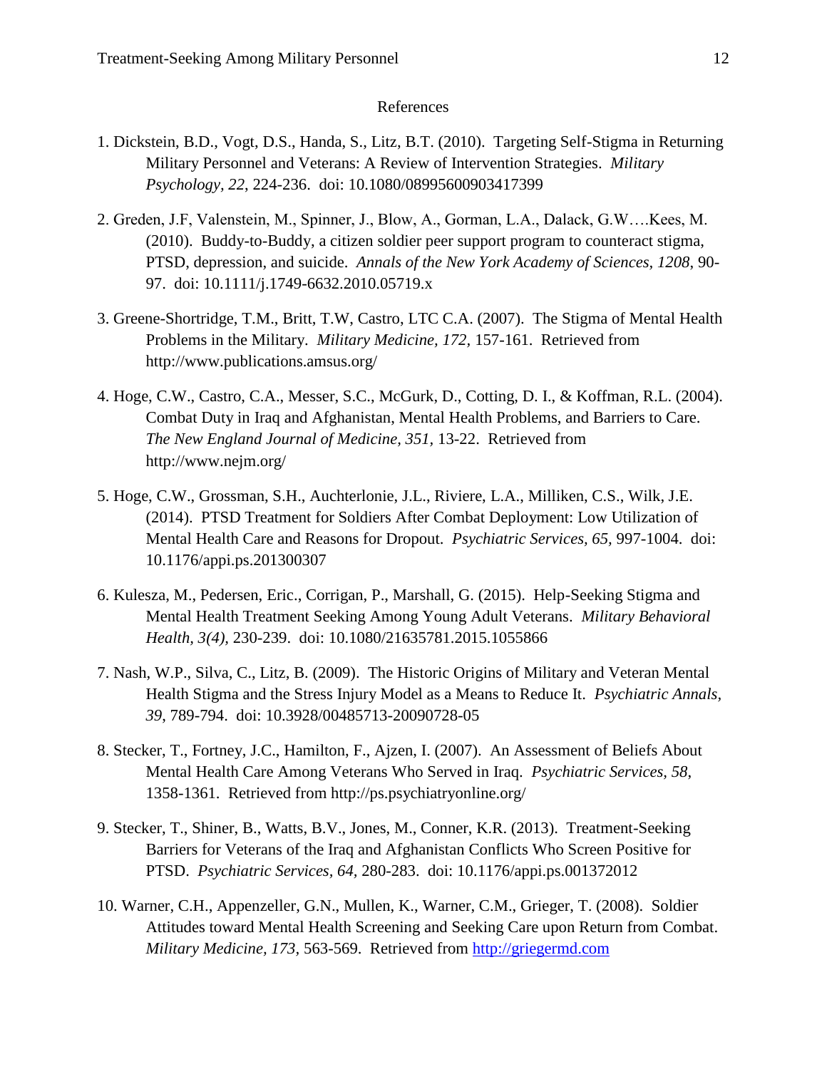# References

1. Dickstein, B.D., Vogt, D.S., Handa, S., Litz, B.T. (2010). Targeting Self-Stigma in Returning Military Personnel and Veterans: A Review of Intervention Strategies. *Military Psychology, 22,* 224-236. doi: 10.1080/08995600903417399

2. Greden, J.F, Valenstein, M., Spinner, J., Blow, A., Gorman, L.A., Dalack, G.W….Kees, M. (2010). Buddy-to-Buddy, a citizen soldier peer support program to counteract stigma, PTSD, depression, and suicide. *Annals of the New York Academy of Sciences, 1208*, 90-97. doi: 10.1111/j.1749-6632.2010.05719.x

3. Greene-Shortridge, T.M., Britt, T.W, Castro, LTC C.A. (2007). The Stigma of Mental Health Problems in the Military. *Military Medicine, 172,* 157-161. Retrieved from http://www.publications.amsus.org/

4. Hoge, C.W., Castro, C.A., Messer, S.C., McGurk, D., Cotting, D. I., & Koffman, R.L. (2004). Combat Duty in Iraq and Afghanistan, Mental Health Problems, and Barriers to Care. *The New England Journal of Medicine, 351,* 13-22. Retrieved from http://www.nejm.org/

5. Hoge, C.W., Grossman, S.H., Auchterlonie, J.L., Riviere, L.A., Milliken, C.S., Wilk, J.E. (2014). PTSD Treatment for Soldiers After Combat Deployment: Low Utilization of Mental Health Care and Reasons for Dropout. *Psychiatric Services, 65,* 997-1004. doi: 10.1176/appi.ps.201300307

6. Kulesza, M., Pedersen, Eric., Corrigan, P., Marshall, G. (2015). Help-Seeking Stigma and Mental Health Treatment Seeking Among Young Adult Veterans. *Military Behavioral Health, 3(4),* 230-239. doi: 10.1080/21635781.2015.1055866

7. Nash, W.P., Silva, C., Litz, B. (2009). The Historic Origins of Military and Veteran Mental Health Stigma and the Stress Injury Model as a Means to Reduce It. *Psychiatric Annals, 39*, 789-794. doi: 10.3928/00485713-20090728-05

8. Stecker, T., Fortney, J.C., Hamilton, F., Ajzen, I. (2007). An Assessment of Beliefs About Mental Health Care Among Veterans Who Served in Iraq. *Psychiatric Services, 58*, 1358-1361. Retrieved from http://ps.psychiatryonline.org/

9. Stecker, T., Shiner, B., Watts, B.V., Jones, M., Conner, K.R. (2013). Treatment-Seeking Barriers for Veterans of the Iraq and Afghanistan Conflicts Who Screen Positive for PTSD. *Psychiatric Services, 64,* 280-283. doi: 10.1176/appi.ps.001372012

10. Warner, C.H., Appenzeller, G.N., Mullen, K., Warner, C.M., Grieger, T. (2008). Soldier Attitudes toward Mental Health Screening and Seeking Care upon Return from Combat. *Military Medicine, 173,* 563-569. Retrieved from http://griegermd.com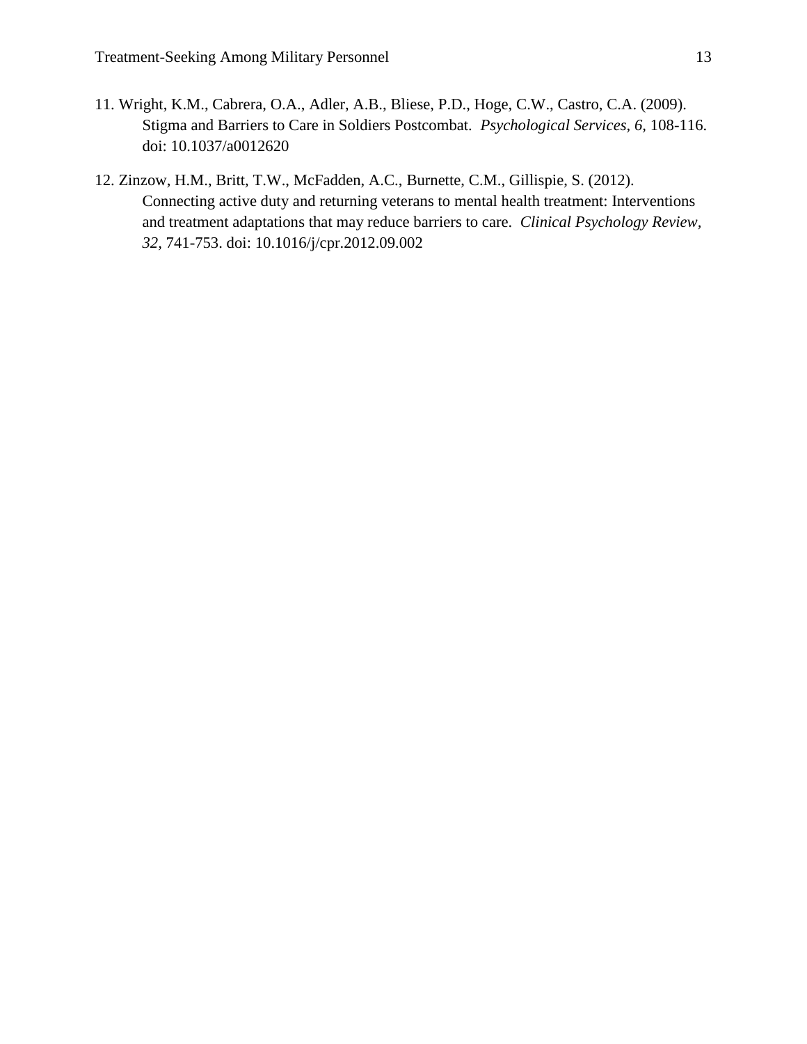11. Wright, K.M., Cabrera, O.A., Adler, A.B., Bliese, P.D., Hoge, C.W., Castro, C.A. (2009). Stigma and Barriers to Care in Soldiers Postcombat. *Psychological Services, 6,* 108-116. doi: 10.1037/a0012620

12. Zinzow, H.M., Britt, T.W., McFadden, A.C., Burnette, C.M., Gillispie, S. (2012). Connecting active duty and returning veterans to mental health treatment: Interventions and treatment adaptations that may reduce barriers to care. *Clinical Psychology Review, 32,* 741-753. doi: 10.1016/j/cpr.2012.09.002